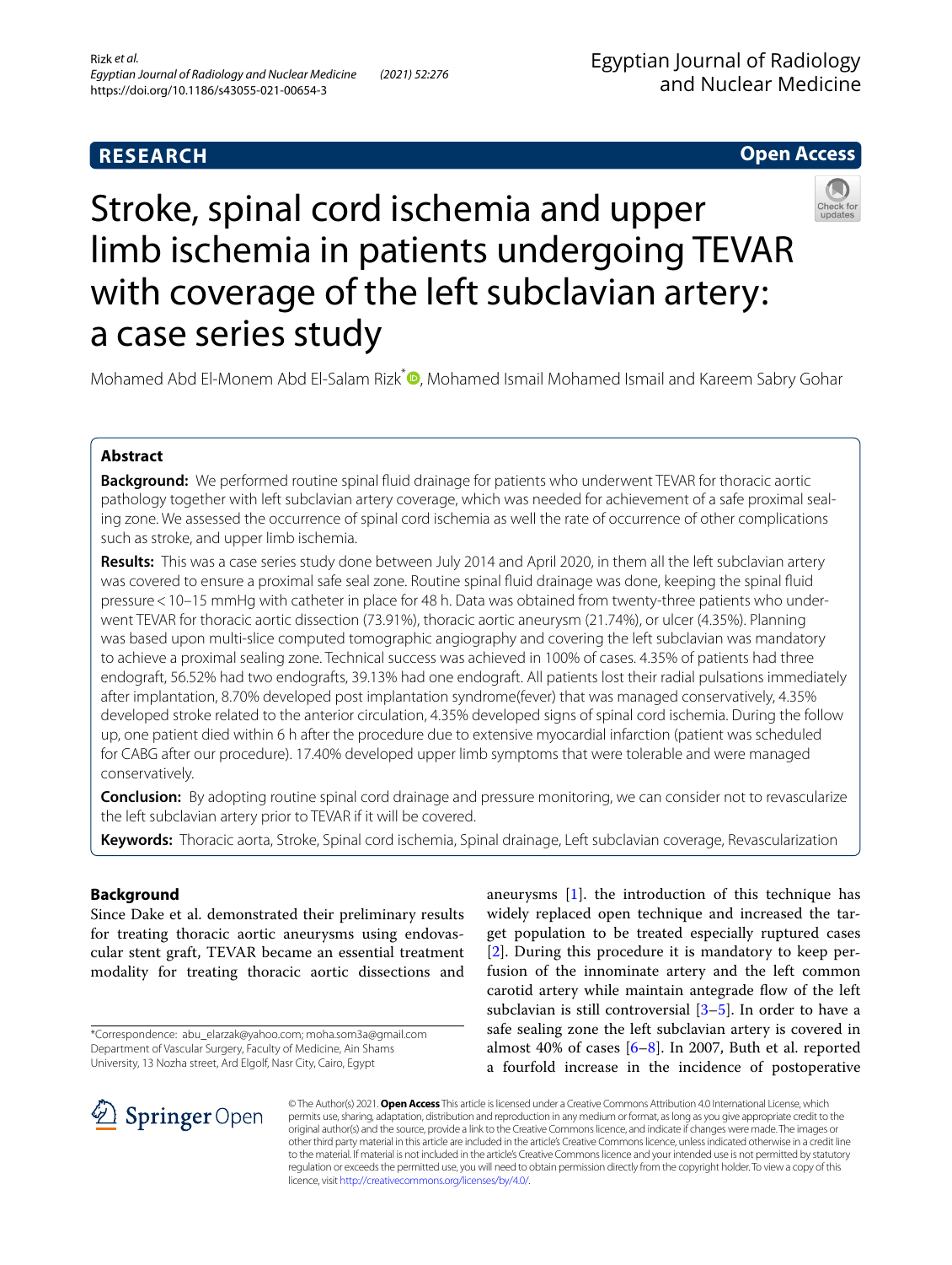**RESEARCH** **Open Access**

# Stroke, spinal cord ischemia and upper limb ischemia in patients undergoing TEVAR with coverage of the left subclavian artery: a case series study

Mohamed Abd El-Monem Abd El-Salam Rizk[*], Mohamed Ismail Mohamed Ismail and Kareem Sabry Gohar

## Abstract

**Background:** We performed routine spinal fluid drainage for patients who underwent TEVAR for thoracic aortic pathology together with left subclavian artery coverage, which was needed for achievement of a safe proximal sealing zone. We assessed the occurrence of spinal cord ischemia as well the rate of occurrence of other complications such as stroke, and upper limb ischemia.

**Results:** This was a case series study done between July 2014 and April 2020, in them all the left subclavian artery was covered to ensure a proximal safe seal zone. Routine spinal fluid drainage was done, keeping the spinal fluid pressure < 10–15 mmHg with catheter in place for 48 h. Data was obtained from twenty-three patients who underwent TEVAR for thoracic aortic dissection (73.91%), thoracic aortic aneurysm (21.74%), or ulcer (4.35%). Planning was based upon multi-slice computed tomographic angiography and covering the left subclavian was mandatory to achieve a proximal sealing zone. Technical success was achieved in 100% of cases. 4.35% of patients had three endograft, 56.52% had two endografts, 39.13% had one endograft. All patients lost their radial pulsations immediately after implantation, 8.70% developed post implantation syndrome(fever) that was managed conservatively, 4.35% developed stroke related to the anterior circulation, 4.35% developed signs of spinal cord ischemia. During the follow up, one patient died within 6 h after the procedure due to extensive myocardial infarction (patient was scheduled for CABG after our procedure). 17.40% developed upper limb symptoms that were tolerable and were managed conservatively.

**Conclusion:** By adopting routine spinal cord drainage and pressure monitoring, we can consider not to revascularize the left subclavian artery prior to TEVAR if it will be covered.

**Keywords:** Thoracic aorta, Stroke, Spinal cord ischemia, Spinal drainage, Left subclavian coverage, Revascularization

## Background

Since Dake et al. demonstrated their preliminary results for treating thoracic aortic aneurysms using endovascular stent graft, TEVAR became an essential treatment modality for treating thoracic aortic dissections and aneurysms [1]. the introduction of this technique has widely replaced open technique and increased the target population to be treated especially ruptured cases [2]. During this procedure it is mandatory to keep perfusion of the innominate artery and the left common carotid artery while maintain antegrade flow of the left subclavian is still controversial [3–5]. In order to have a safe sealing zone the left subclavian artery is covered in almost 40% of cases [6–8]. In 2007, Buth et al. reported a fourfold increase in the incidence of postoperative

*Correspondence: abu_elarzak@yahoo.com; moha.som3a@gmail.com
Department of Vascular Surgery, Faculty of Medicine, Ain Shams University, 13 Nozha street, Ard Elgolf, Nasr City, Cairo, Egypt

© The Author(s) 2021. **Open Access** This article is licensed under a Creative Commons Attribution 4.0 International License, which permits use, sharing, adaptation, distribution and reproduction in any medium or format, as long as you give appropriate credit to the original author(s) and the source, provide a link to the Creative Commons licence, and indicate if changes were made. The images or other third party material in this article are included in the article's Creative Commons licence, unless indicated otherwise in a credit line to the material. If material is not included in the article's Creative Commons licence and your intended use is not permitted by statutory regulation or exceeds the permitted use, you will need to obtain permission directly from the copyright holder. To view a copy of this licence, visit http://creativecommons.org/licenses/by/4.0/.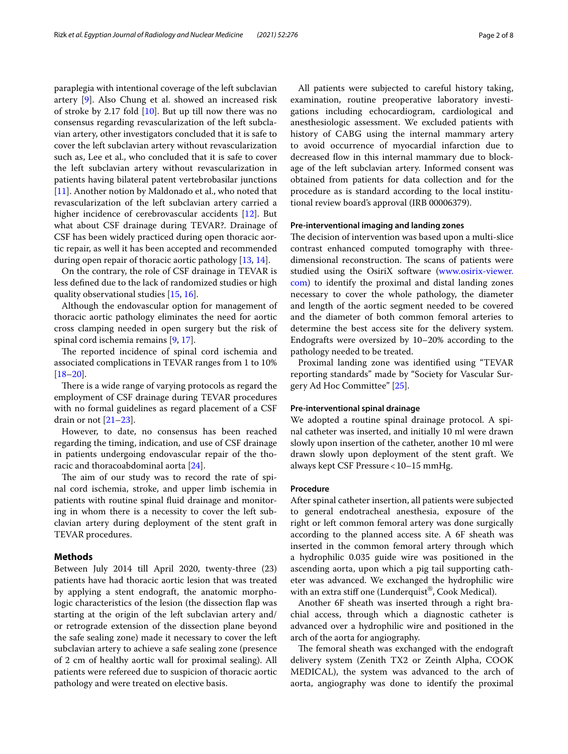paraplegia with intentional coverage of the left subclavian artery [9]. Also Chung et al. showed an increased risk of stroke by 2.17 fold [10]. But up till now there was no consensus regarding revascularization of the left subclavian artery, other investigators concluded that it is safe to cover the left subclavian artery without revascularization such as, Lee et al., who concluded that it is safe to cover the left subclavian artery without revascularization in patients having bilateral patent vertebrobasilar junctions [11]. Another notion by Maldonado et al., who noted that revascularization of the left subclavian artery carried a higher incidence of cerebrovascular accidents [12]. But what about CSF drainage during TEVAR?. Drainage of CSF has been widely practiced during open thoracic aortic repair, as well it has been accepted and recommended during open repair of thoracic aortic pathology [13, 14].

On the contrary, the role of CSF drainage in TEVAR is less defined due to the lack of randomized studies or high quality observational studies [15, 16].

Although the endovascular option for management of thoracic aortic pathology eliminates the need for aortic cross clamping needed in open surgery but the risk of spinal cord ischemia remains [9, 17].

The reported incidence of spinal cord ischemia and associated complications in TEVAR ranges from 1 to 10% [18–20].

There is a wide range of varying protocols as regard the employment of CSF drainage during TEVAR procedures with no formal guidelines as regard placement of a CSF drain or not [21–23].

However, to date, no consensus has been reached regarding the timing, indication, and use of CSF drainage in patients undergoing endovascular repair of the thoracic and thoracoabdominal aorta [24].

The aim of our study was to record the rate of spinal cord ischemia, stroke, and upper limb ischemia in patients with routine spinal fluid drainage and monitoring in whom there is a necessity to cover the left subclavian artery during deployment of the stent graft in TEVAR procedures.

## Methods

Between July 2014 till April 2020, twenty-three (23) patients have had thoracic aortic lesion that was treated by applying a stent endograft, the anatomic morphologic characteristics of the lesion (the dissection flap was starting at the origin of the left subclavian artery and/or retrograde extension of the dissection plane beyond the safe sealing zone) made it necessary to cover the left subclavian artery to achieve a safe sealing zone (presence of 2 cm of healthy aortic wall for proximal sealing). All patients were refereed due to suspicion of thoracic aortic pathology and were treated on elective basis.

All patients were subjected to careful history taking, examination, routine preoperative laboratory investigations including echocardiogram, cardiological and anesthesiologic assessment. We excluded patients with history of CABG using the internal mammary artery to avoid occurrence of myocardial infarction due to decreased flow in this internal mammary due to blockage of the left subclavian artery. Informed consent was obtained from patients for data collection and for the procedure as is standard according to the local institutional review board's approval (IRB 00006379).

### Pre-interventional imaging and landing zones

The decision of intervention was based upon a multi-slice contrast enhanced computed tomography with three-dimensional reconstruction. The scans of patients were studied using the OsiriX software (www.osirix-viewer.com) to identify the proximal and distal landing zones necessary to cover the whole pathology, the diameter and length of the aortic segment needed to be covered and the diameter of both common femoral arteries to determine the best access site for the delivery system. Endografts were oversized by 10–20% according to the pathology needed to be treated.

Proximal landing zone was identified using "TEVAR reporting standards" made by "Society for Vascular Surgery Ad Hoc Committee" [25].

### Pre-interventional spinal drainage

We adopted a routine spinal drainage protocol. A spinal catheter was inserted, and initially 10 ml were drawn slowly upon insertion of the catheter, another 10 ml were drawn slowly upon deployment of the stent graft. We always kept CSF Pressure < 10–15 mmHg.

### Procedure

After spinal catheter insertion, all patients were subjected to general endotracheal anesthesia, exposure of the right or left common femoral artery was done surgically according to the planned access site. A 6F sheath was inserted in the common femoral artery through which a hydrophilic 0.035 guide wire was positioned in the ascending aorta, upon which a pig tail supporting catheter was advanced. We exchanged the hydrophilic wire with an extra stiff one (Lunderquist®, Cook Medical).

Another 6F sheath was inserted through a right brachial access, through which a diagnostic catheter is advanced over a hydrophilic wire and positioned in the arch of the aorta for angiography.

The femoral sheath was exchanged with the endograft delivery system (Zenith TX2 or Zeinth Alpha, COOK MEDICAL), the system was advanced to the arch of aorta, angiography was done to identify the proximal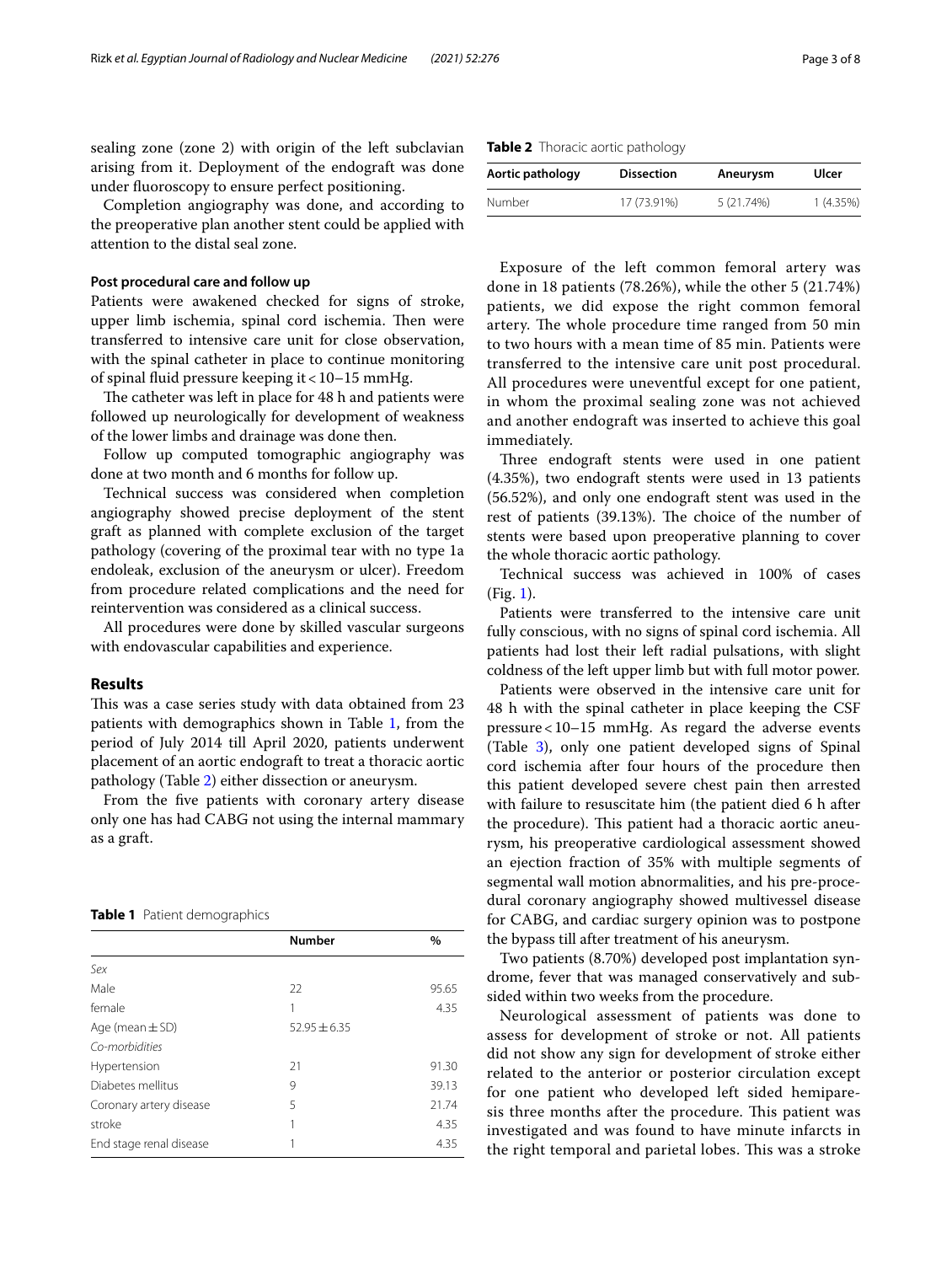sealing zone (zone 2) with origin of the left subclavian arising from it. Deployment of the endograft was done under fluoroscopy to ensure perfect positioning.

Completion angiography was done, and according to the preoperative plan another stent could be applied with attention to the distal seal zone.

#### Post procedural care and follow up

Patients were awakened checked for signs of stroke, upper limb ischemia, spinal cord ischemia. Then were transferred to intensive care unit for close observation, with the spinal catheter in place to continue monitoring of spinal fluid pressure keeping it < 10–15 mmHg.

The catheter was left in place for 48 h and patients were followed up neurologically for development of weakness of the lower limbs and drainage was done then.

Follow up computed tomographic angiography was done at two month and 6 months for follow up.

Technical success was considered when completion angiography showed precise deployment of the stent graft as planned with complete exclusion of the target pathology (covering of the proximal tear with no type 1a endoleak, exclusion of the aneurysm or ulcer). Freedom from procedure related complications and the need for reintervention was considered as a clinical success.

All procedures were done by skilled vascular surgeons with endovascular capabilities and experience.

## Results

This was a case series study with data obtained from 23 patients with demographics shown in Table 1, from the period of July 2014 till April 2020, patients underwent placement of an aortic endograft to treat a thoracic aortic pathology (Table 2) either dissection or aneurysm.

From the five patients with coronary artery disease only one has had CABG not using the internal mammary as a graft.

**Table 1** Patient demographics

| | Number | % |
|---|---|---|
| *Sex* | | |
| Male | 22 | 95.65 |
| female | 1 | 4.35 |
| Age (mean ± SD) | 52.95 ± 6.35 | |
| *Co-morbidities* | | |
| Hypertension | 21 | 91.30 |
| Diabetes mellitus | 9 | 39.13 |
| Coronary artery disease | 5 | 21.74 |
| stroke | 1 | 4.35 |
| End stage renal disease | 1 | 4.35 |

**Table 2** Thoracic aortic pathology

| Aortic pathology | Dissection | Aneurysm | Ulcer |
|---|---|---|---|
| Number | 17 (73.91%) | 5 (21.74%) | 1 (4.35%) |

Exposure of the left common femoral artery was done in 18 patients (78.26%), while the other 5 (21.74%) patients, we did expose the right common femoral artery. The whole procedure time ranged from 50 min to two hours with a mean time of 85 min. Patients were transferred to the intensive care unit post procedural. All procedures were uneventful except for one patient, in whom the proximal sealing zone was not achieved and another endograft was inserted to achieve this goal immediately.

Three endograft stents were used in one patient (4.35%), two endograft stents were used in 13 patients (56.52%), and only one endograft stent was used in the rest of patients (39.13%). The choice of the number of stents were based upon preoperative planning to cover the whole thoracic aortic pathology.

Technical success was achieved in 100% of cases (Fig. 1).

Patients were transferred to the intensive care unit fully conscious, with no signs of spinal cord ischemia. All patients had lost their left radial pulsations, with slight coldness of the left upper limb but with full motor power.

Patients were observed in the intensive care unit for 48 h with the spinal catheter in place keeping the CSF pressure < 10–15 mmHg. As regard the adverse events (Table 3), only one patient developed signs of Spinal cord ischemia after four hours of the procedure then this patient developed severe chest pain then arrested with failure to resuscitate him (the patient died 6 h after the procedure). This patient had a thoracic aortic aneurysm, his preoperative cardiological assessment showed an ejection fraction of 35% with multiple segments of segmental wall motion abnormalities, and his pre-procedural coronary angiography showed multivessel disease for CABG, and cardiac surgery opinion was to postpone the bypass till after treatment of his aneurysm.

Two patients (8.70%) developed post implantation syndrome, fever that was managed conservatively and subsided within two weeks from the procedure.

Neurological assessment of patients was done to assess for development of stroke or not. All patients did not show any sign for development of stroke either related to the anterior or posterior circulation except for one patient who developed left sided hemiparesis three months after the procedure. This patient was investigated and was found to have minute infarcts in the right temporal and parietal lobes. This was a stroke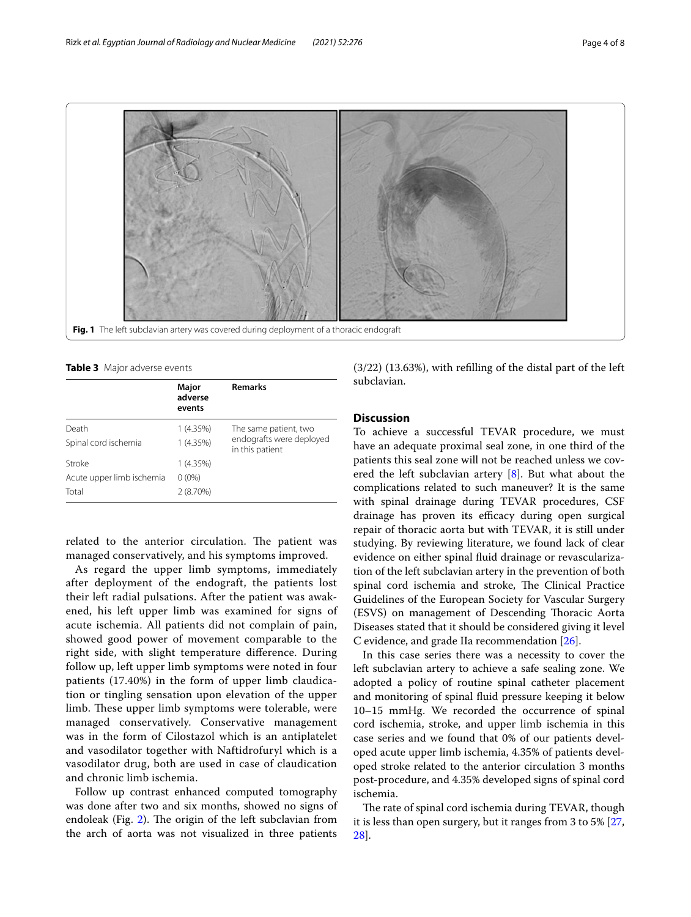Fig. 1 The left subclavian artery was covered during deployment of a thoracic endograft

**Table 3** Major adverse events

| | Major adverse events | Remarks |
|---|---|---|
| Death | 1 (4.35%) | The same patient, two endografts were deployed in this patient |
| Spinal cord ischemia | 1 (4.35%) | |
| Stroke | 1 (4.35%) | |
| Acute upper limb ischemia | 0 (0%) | |
| Total | 2 (8.70%) | |

related to the anterior circulation. The patient was managed conservatively, and his symptoms improved.

As regard the upper limb symptoms, immediately after deployment of the endograft, the patients lost their left radial pulsations. After the patient was awakened, his left upper limb was examined for signs of acute ischemia. All patients did not complain of pain, showed good power of movement comparable to the right side, with slight temperature difference. During follow up, left upper limb symptoms were noted in four patients (17.40%) in the form of upper limb claudication or tingling sensation upon elevation of the upper limb. These upper limb symptoms were tolerable, were managed conservatively. Conservative management was in the form of Cilostazol which is an antiplatelet and vasodilator together with Naftidrofuryl which is a vasodilator drug, both are used in case of claudication and chronic limb ischemia.

Follow up contrast enhanced computed tomography was done after two and six months, showed no signs of endoleak (Fig. 2). The origin of the left subclavian from the arch of aorta was not visualized in three patients (3/22) (13.63%), with refilling of the distal part of the left subclavian.

## Discussion

To achieve a successful TEVAR procedure, we must have an adequate proximal seal zone, in one third of the patients this seal zone will not be reached unless we covered the left subclavian artery [8]. But what about the complications related to such maneuver? It is the same with spinal drainage during TEVAR procedures, CSF drainage has proven its efficacy during open surgical repair of thoracic aorta but with TEVAR, it is still under studying. By reviewing literature, we found lack of clear evidence on either spinal fluid drainage or revascularization of the left subclavian artery in the prevention of both spinal cord ischemia and stroke, The Clinical Practice Guidelines of the European Society for Vascular Surgery (ESVS) on management of Descending Thoracic Aorta Diseases stated that it should be considered giving it level C evidence, and grade IIa recommendation [26].

In this case series there was a necessity to cover the left subclavian artery to achieve a safe sealing zone. We adopted a policy of routine spinal catheter placement and monitoring of spinal fluid pressure keeping it below 10–15 mmHg. We recorded the occurrence of spinal cord ischemia, stroke, and upper limb ischemia in this case series and we found that 0% of our patients developed acute upper limb ischemia, 4.35% of patients developed stroke related to the anterior circulation 3 months post-procedure, and 4.35% developed signs of spinal cord ischemia.

The rate of spinal cord ischemia during TEVAR, though it is less than open surgery, but it ranges from 3 to 5% [27, 28].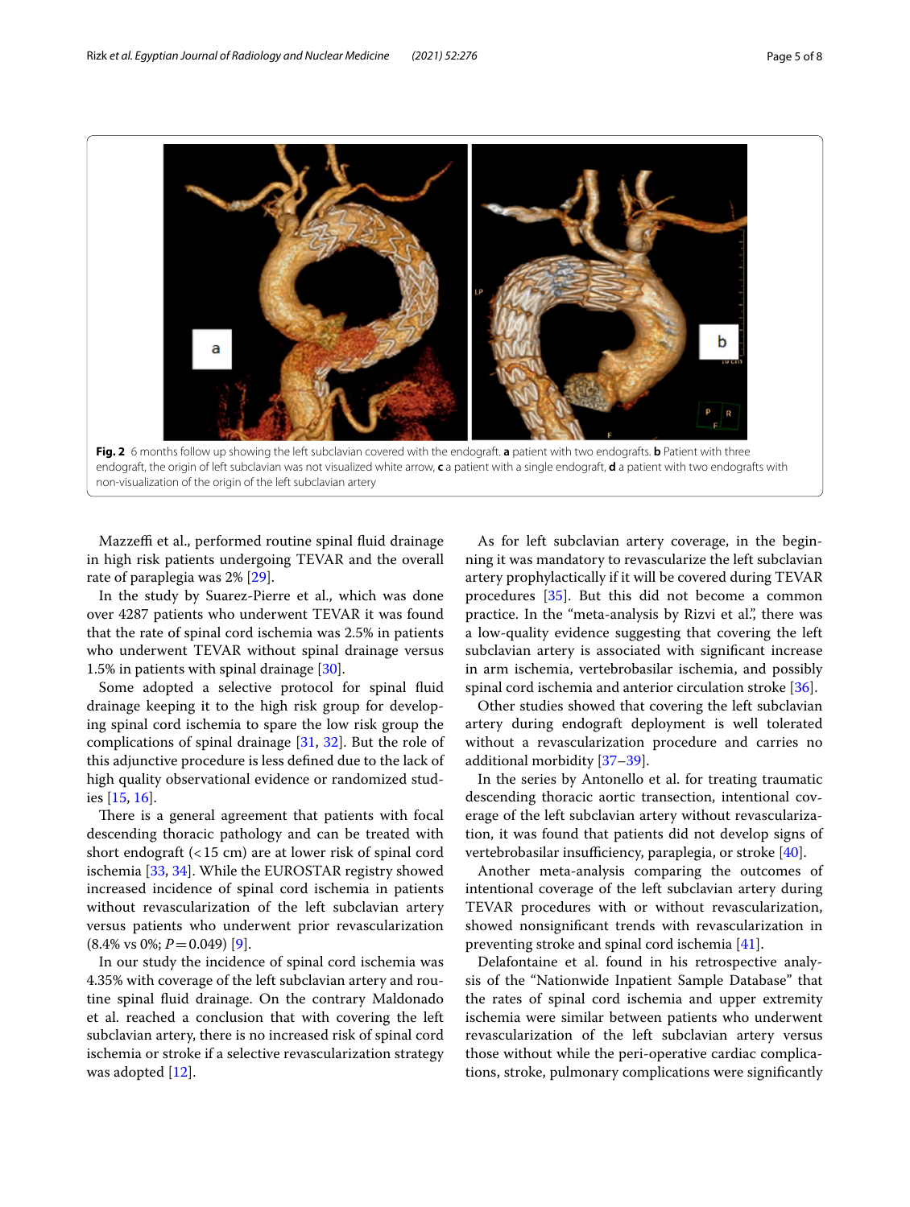**Fig. 2** 6 months follow up showing the left subclavian covered with the endograft. **a** patient with two endografts. **b** Patient with three endograft, the origin of left subclavian was not visualized white arrow, **c** a patient with a single endograft, **d** a patient with two endografts with non-visualization of the origin of the left subclavian artery

Mazzeffi et al., performed routine spinal fluid drainage in high risk patients undergoing TEVAR and the overall rate of paraplegia was 2% [29].

In the study by Suarez-Pierre et al., which was done over 4287 patients who underwent TEVAR it was found that the rate of spinal cord ischemia was 2.5% in patients who underwent TEVAR without spinal drainage versus 1.5% in patients with spinal drainage [30].

Some adopted a selective protocol for spinal fluid drainage keeping it to the high risk group for developing spinal cord ischemia to spare the low risk group the complications of spinal drainage [31, 32]. But the role of this adjunctive procedure is less defined due to the lack of high quality observational evidence or randomized studies [15, 16].

There is a general agreement that patients with focal descending thoracic pathology and can be treated with short endograft (< 15 cm) are at lower risk of spinal cord ischemia [33, 34]. While the EUROSTAR registry showed increased incidence of spinal cord ischemia in patients without revascularization of the left subclavian artery versus patients who underwent prior revascularization (8.4% vs 0%; $P = 0.049$) [9].

In our study the incidence of spinal cord ischemia was 4.35% with coverage of the left subclavian artery and routine spinal fluid drainage. On the contrary Maldonado et al. reached a conclusion that with covering the left subclavian artery, there is no increased risk of spinal cord ischemia or stroke if a selective revascularization strategy was adopted [12].

As for left subclavian artery coverage, in the beginning it was mandatory to revascularize the left subclavian artery prophylactically if it will be covered during TEVAR procedures [35]. But this did not become a common practice. In the "meta-analysis by Rizvi et al.", there was a low-quality evidence suggesting that covering the left subclavian artery is associated with significant increase in arm ischemia, vertebrobasilar ischemia, and possibly spinal cord ischemia and anterior circulation stroke [36].

Other studies showed that covering the left subclavian artery during endograft deployment is well tolerated without a revascularization procedure and carries no additional morbidity [37–39].

In the series by Antonello et al. for treating traumatic descending thoracic aortic transection, intentional coverage of the left subclavian artery without revascularization, it was found that patients did not develop signs of vertebrobasilar insufficiency, paraplegia, or stroke [40].

Another meta-analysis comparing the outcomes of intentional coverage of the left subclavian artery during TEVAR procedures with or without revascularization, showed nonsignificant trends with revascularization in preventing stroke and spinal cord ischemia [41].

Delafontaine et al. found in his retrospective analysis of the "Nationwide Inpatient Sample Database" that the rates of spinal cord ischemia and upper extremity ischemia were similar between patients who underwent revascularization of the left subclavian artery versus those without while the peri-operative cardiac complications, stroke, pulmonary complications were significantly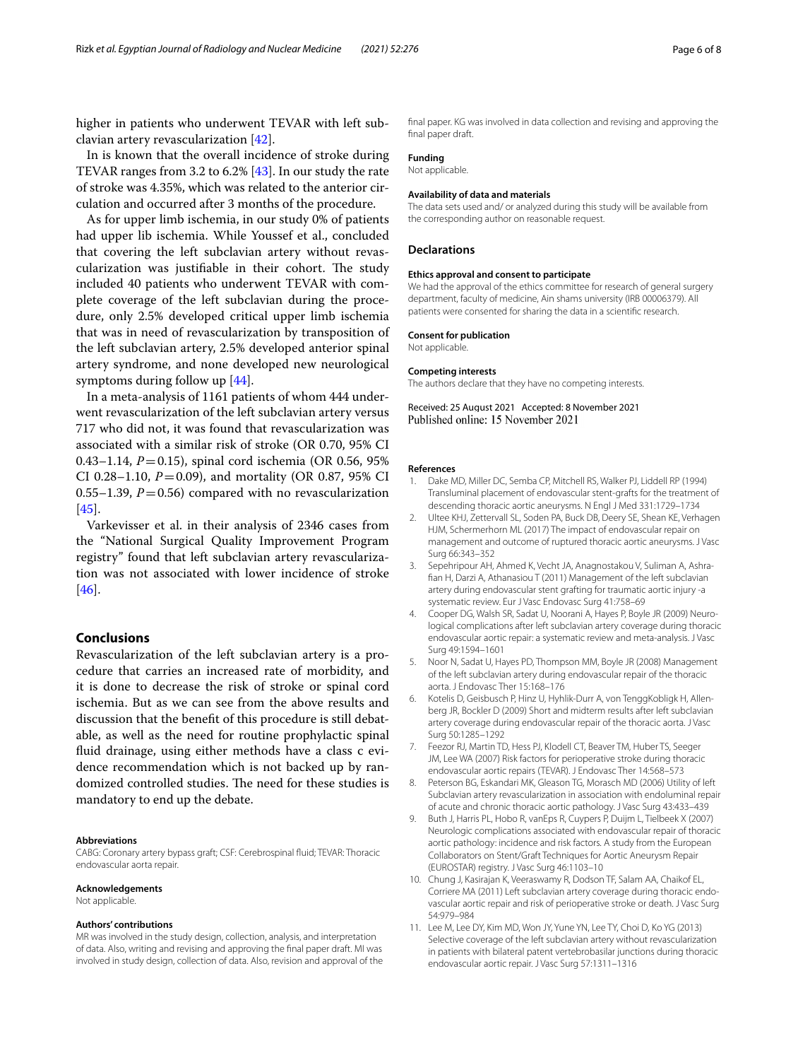higher in patients who underwent TEVAR with left subclavian artery revascularization [42].

In is known that the overall incidence of stroke during TEVAR ranges from 3.2 to 6.2% [43]. In our study the rate of stroke was 4.35%, which was related to the anterior circulation and occurred after 3 months of the procedure.

As for upper limb ischemia, in our study 0% of patients had upper lib ischemia. While Youssef et al., concluded that covering the left subclavian artery without revascularization was justifiable in their cohort. The study included 40 patients who underwent TEVAR with complete coverage of the left subclavian during the procedure, only 2.5% developed critical upper limb ischemia that was in need of revascularization by transposition of the left subclavian artery, 2.5% developed anterior spinal artery syndrome, and none developed new neurological symptoms during follow up [44].

In a meta-analysis of 1161 patients of whom 444 underwent revascularization of the left subclavian artery versus 717 who did not, it was found that revascularization was associated with a similar risk of stroke (OR 0.70, 95% CI 0.43–1.14, $P = 0.15$), spinal cord ischemia (OR 0.56, 95% CI 0.28–1.10, $P = 0.09$), and mortality (OR 0.87, 95% CI 0.55–1.39, $P = 0.56$) compared with no revascularization [45].

Varkevisser et al. in their analysis of 2346 cases from the "National Surgical Quality Improvement Program registry" found that left subclavian artery revascularization was not associated with lower incidence of stroke [46].

## Conclusions

Revascularization of the left subclavian artery is a procedure that carries an increased rate of morbidity, and it is done to decrease the risk of stroke or spinal cord ischemia. But as we can see from the above results and discussion that the benefit of this procedure is still debatable, as well as the need for routine prophylactic spinal fluid drainage, using either methods have a class c evidence recommendation which is not backed up by randomized controlled studies. The need for these studies is mandatory to end up the debate.

#### Abbreviations

CABG: Coronary artery bypass graft; CSF: Cerebrospinal fluid; TEVAR: Thoracic endovascular aorta repair.

#### Acknowledgements

Not applicable.

#### Authors' contributions

MR was involved in the study design, collection, analysis, and interpretation of data. Also, writing and revising and approving the final paper draft. MI was involved in study design, collection of data. Also, revision and approval of the final paper. KG was involved in data collection and revising and approving the final paper draft.

#### Funding

Not applicable.

#### Availability of data and materials

The data sets used and/ or analyzed during this study will be available from the corresponding author on reasonable request.

### Declarations

#### Ethics approval and consent to participate

We had the approval of the ethics committee for research of general surgery department, faculty of medicine, Ain shams university (IRB 00006379). All patients were consented for sharing the data in a scientific research.

#### Consent for publication

Not applicable.

#### Competing interests

The authors declare that they have no competing interests.

Received: 25 August 2021 Accepted: 8 November 2021
Published online: 15 November 2021

#### References

1. Dake MD, Miller DC, Semba CP, Mitchell RS, Walker PJ, Liddell RP (1994) Transluminal placement of endovascular stent-grafts for the treatment of descending thoracic aortic aneurysms. N Engl J Med 331:1729–1734
2. Ultee KHJ, Zettervall SL, Soden PA, Buck DB, Deery SE, Shean KE, Verhagen HJM, Schermerhorn ML (2017) The impact of endovascular repair on management and outcome of ruptured thoracic aortic aneurysms. J Vasc Surg 66:343–352
3. Sepehripour AH, Ahmed K, Vecht JA, Anagnostakou V, Suliman A, Ashrafian H, Darzi A, Athanasiou T (2011) Management of the left subclavian artery during endovascular stent grafting for traumatic aortic injury -a systematic review. Eur J Vasc Endovasc Surg 41:758–69
4. Cooper DG, Walsh SR, Sadat U, Noorani A, Hayes P, Boyle JR (2009) Neurological complications after left subclavian artery coverage during thoracic endovascular aortic repair: a systematic review and meta-analysis. J Vasc Surg 49:1594–1601
5. Noor N, Sadat U, Hayes PD, Thompson MM, Boyle JR (2008) Management of the left subclavian artery during endovascular repair of the thoracic aorta. J Endovasc Ther 15:168–176
6. Kotelis D, Geisbusch P, Hinz U, Hyhlik-Durr A, von TenggKobligk H, Allenberg JR, Bockler D (2009) Short and midterm results after left subclavian artery coverage during endovascular repair of the thoracic aorta. J Vasc Surg 50:1285–1292
7. Feezor RJ, Martin TD, Hess PJ, Klodell CT, Beaver TM, Huber TS, Seeger JM, Lee WA (2007) Risk factors for perioperative stroke during thoracic endovascular aortic repairs (TEVAR). J Endovasc Ther 14:568–573
8. Peterson BG, Eskandari MK, Gleason TG, Morasch MD (2006) Utility of left Subclavian artery revascularization in association with endoluminal repair of acute and chronic thoracic aortic pathology. J Vasc Surg 43:433–439
9. Buth J, Harris PL, Hobo R, vanEps R, Cuypers P, Duijm L, Tielbeek X (2007) Neurologic complications associated with endovascular repair of thoracic aortic pathology: incidence and risk factors. A study from the European Collaborators on Stent/Graft Techniques for Aortic Aneurysm Repair (EUROSTAR) registry. J Vasc Surg 46:1103–10
10. Chung J, Kasirajan K, Veeraswamy R, Dodson TF, Salam AA, Chaikof EL, Corriere MA (2011) Left subclavian artery coverage during thoracic endovascular aortic repair and risk of perioperative stroke or death. J Vasc Surg 54:979–984
11. Lee M, Lee DY, Kim MD, Won JY, Yune YN, Lee TY, Choi D, Ko YG (2013) Selective coverage of the left subclavian artery without revascularization in patients with bilateral patent vertebrobasilar junctions during thoracic endovascular aortic repair. J Vasc Surg 57:1311–1316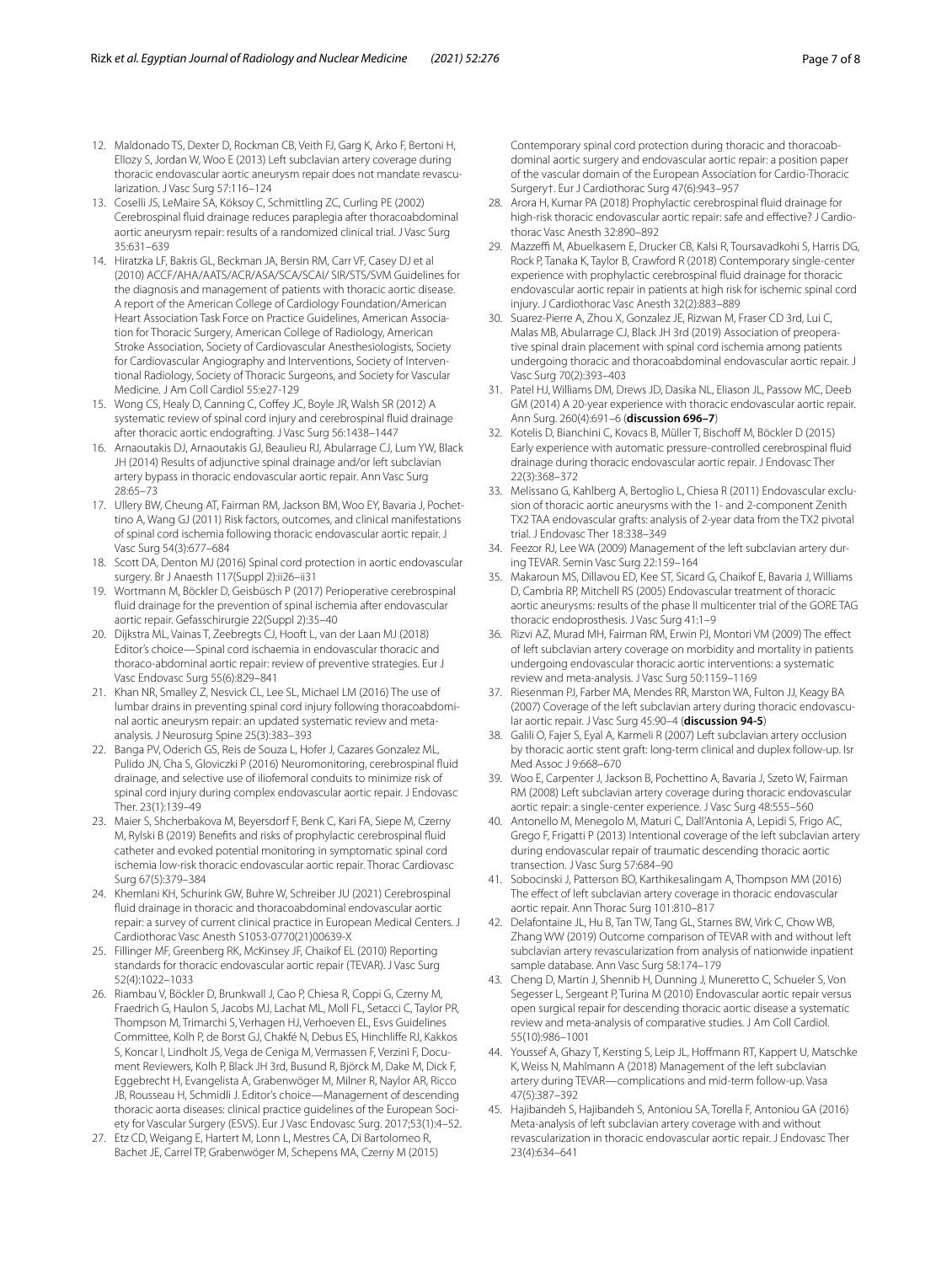12. Maldonado TS, Dexter D, Rockman CB, Veith FJ, Garg K, Arko F, Bertoni H, Ellozy S, Jordan W, Woo E (2013) Left subclavian artery coverage during thoracic endovascular aortic aneurysm repair does not mandate revascularization. J Vasc Surg 57:116–124
13. Coselli JS, LeMaire SA, Köksoy C, Schmittling ZC, Curling PE (2002) Cerebrospinal fluid drainage reduces paraplegia after thoracoabdominal aortic aneurysm repair: results of a randomized clinical trial. J Vasc Surg 35:631–639
14. Hiratzka LF, Bakris GL, Beckman JA, Bersin RM, Carr VF, Casey DJ et al (2010) ACCF/AHA/AATS/ACR/ASA/SCA/SCAI/ SIR/STS/SVM Guidelines for the diagnosis and management of patients with thoracic aortic disease. A report of the American College of Cardiology Foundation/American Heart Association Task Force on Practice Guidelines, American Association for Thoracic Surgery, American College of Radiology, American Stroke Association, Society of Cardiovascular Anesthesiologists, Society for Cardiovascular Angiography and Interventions, Society of Interventional Radiology, Society of Thoracic Surgeons, and Society for Vascular Medicine. J Am Coll Cardiol 55:e27-129
15. Wong CS, Healy D, Canning C, Coffey JC, Boyle JR, Walsh SR (2012) A systematic review of spinal cord injury and cerebrospinal fluid drainage after thoracic aortic endografting. J Vasc Surg 56:1438–1447
16. Arnaoutakis DJ, Arnaoutakis GJ, Beaulieu RJ, Abularrage CJ, Lum YW, Black JH (2014) Results of adjunctive spinal drainage and/or left subclavian artery bypass in thoracic endovascular aortic repair. Ann Vasc Surg 28:65–73
17. Ullery BW, Cheung AT, Fairman RM, Jackson BM, Woo EY, Bavaria J, Pochettino A, Wang GJ (2011) Risk factors, outcomes, and clinical manifestations of spinal cord ischemia following thoracic endovascular aortic repair. J Vasc Surg 54(3):677–684
18. Scott DA, Denton MJ (2016) Spinal cord protection in aortic endovascular surgery. Br J Anaesth 117(Suppl 2):ii26–ii31
19. Wortmann M, Böckler D, Geisbüsch P (2017) Perioperative cerebrospinal fluid drainage for the prevention of spinal ischemia after endovascular aortic repair. Gefasschirurgie 22(Suppl 2):35–40
20. Dijkstra ML, Vainas T, Zeebregts CJ, Hooft L, van der Laan MJ (2018) Editor's choice—Spinal cord ischaemia in endovascular thoracic and thoraco-abdominal aortic repair: review of preventive strategies. Eur J Vasc Endovasc Surg 55(6):829–841
21. Khan NR, Smalley Z, Nesvick CL, Lee SL, Michael LM (2016) The use of lumbar drains in preventing spinal cord injury following thoracoabdominal aortic aneurysm repair: an updated systematic review and meta-analysis. J Neurosurg Spine 25(3):383–393
22. Banga PV, Oderich GS, Reis de Souza L, Hofer J, Cazares Gonzalez ML, Pulido JN, Cha S, Gloviczki P (2016) Neuromonitoring, cerebrospinal fluid drainage, and selective use of iliofemoral conduits to minimize risk of spinal cord injury during complex endovascular aortic repair. J Endovasc Ther. 23(1):139–49
23. Maier S, Shcherbakova M, Beyersdorf F, Benk C, Kari FA, Siepe M, Czerny M, Rylski B (2019) Benefits and risks of prophylactic cerebrospinal fluid catheter and evoked potential monitoring in symptomatic spinal cord ischemia low-risk thoracic endovascular aortic repair. Thorac Cardiovasc Surg 67(5):379–384
24. Khemlani KH, Schurink GW, Buhre W, Schreiber JU (2021) Cerebrospinal fluid drainage in thoracic and thoracoabdominal endovascular aortic repair: a survey of current clinical practice in European Medical Centers. J Cardiothorac Vasc Anesth S1053-0770(21)00639-X
25. Fillinger MF, Greenberg RK, McKinsey JF, Chaikof EL (2010) Reporting standards for thoracic endovascular aortic repair (TEVAR). J Vasc Surg 52(4):1022–1033
26. Riambau V, Böckler D, Brunkwall J, Cao P, Chiesa R, Coppi G, Czerny M, Fraedrich G, Haulon S, Jacobs MJ, Lachat ML, Moll FL, Setacci C, Taylor PR, Thompson M, Trimarchi S, Verhagen HJ, Verhoeven EL, Esvs Guidelines Committee, Kolh P, de Borst GJ, Chakfé N, Debus ES, Hinchliffe RJ, Kakkos S, Koncar I, Lindholt JS, Vega de Ceniga M, Vermassen F, Verzini F, Document Reviewers, Kolh P, Black JH 3rd, Busund R, Björck M, Dake M, Dick F, Eggebrecht H, Evangelista A, Grabenwöger M, Milner R, Naylor AR, Ricco JB, Rousseau H, Schmidli J. Editor's choice—Management of descending thoracic aorta diseases: clinical practice guidelines of the European Society for Vascular Surgery (ESVS). Eur J Vasc Endovasc Surg. 2017;53(1):4–52.
27. Etz CD, Weigang E, Hartert M, Lonn L, Mestres CA, Di Bartolomeo R, Bachet JE, Carrel TP, Grabenwöger M, Schepens MA, Czerny M (2015) Contemporary spinal cord protection during thoracic and thoracoabdominal aortic surgery and endovascular aortic repair: a position paper of the vascular domain of the European Association for Cardio-Thoracic Surgery†. Eur J Cardiothorac Surg 47(6):943–957
28. Arora H, Kumar PA (2018) Prophylactic cerebrospinal fluid drainage for high-risk thoracic endovascular aortic repair: safe and effective? J Cardiothorac Vasc Anesth 32:890–892
29. Mazzeffi M, Abuelkasem E, Drucker CB, Kalsi R, Toursavadkohi S, Harris DG, Rock P, Tanaka K, Taylor B, Crawford R (2018) Contemporary single-center experience with prophylactic cerebrospinal fluid drainage for thoracic endovascular aortic repair in patients at high risk for ischemic spinal cord injury. J Cardiothorac Vasc Anesth 32(2):883–889
30. Suarez-Pierre A, Zhou X, Gonzalez JE, Rizwan M, Fraser CD 3rd, Lui C, Malas MB, Abularrage CJ, Black JH 3rd (2019) Association of preoperative spinal drain placement with spinal cord ischemia among patients undergoing thoracic and thoracoabdominal endovascular aortic repair. J Vasc Surg 70(2):393–403
31. Patel HJ, Williams DM, Drews JD, Dasika NL, Eliason JL, Passow MC, Deeb GM (2014) A 20-year experience with thoracic endovascular aortic repair. Ann Surg. 260(4):691–6 (**discussion 696–7**)
32. Kotelis D, Bianchini C, Kovacs B, Müller T, Bischoff M, Böckler D (2015) Early experience with automatic pressure-controlled cerebrospinal fluid drainage during thoracic endovascular aortic repair. J Endovasc Ther 22(3):368–372
33. Melissano G, Kahlberg A, Bertoglio L, Chiesa R (2011) Endovascular exclusion of thoracic aortic aneurysms with the 1- and 2-component Zenith TX2 TAA endovascular grafts: analysis of 2-year data from the TX2 pivotal trial. J Endovasc Ther 18:338–349
34. Feezor RJ, Lee WA (2009) Management of the left subclavian artery during TEVAR. Semin Vasc Surg 22:159–164
35. Makaroun MS, Dillavou ED, Kee ST, Sicard G, Chaikof E, Bavaria J, Williams D, Cambria RP, Mitchell RS (2005) Endovascular treatment of thoracic aortic aneurysms: results of the phase II multicenter trial of the GORE TAG thoracic endoprosthesis. J Vasc Surg 41:1–9
36. Rizvi AZ, Murad MH, Fairman RM, Erwin PJ, Montori VM (2009) The effect of left subclavian artery coverage on morbidity and mortality in patients undergoing endovascular thoracic aortic interventions: a systematic review and meta-analysis. J Vasc Surg 50:1159–1169
37. Riesenman PJ, Farber MA, Mendes RR, Marston WA, Fulton JJ, Keagy BA (2007) Coverage of the left subclavian artery during thoracic endovascular aortic repair. J Vasc Surg 45:90–4 (**discussion 94-5**)
38. Galili O, Fajer S, Eyal A, Karmeli R (2007) Left subclavian artery occlusion by thoracic aortic stent graft: long-term clinical and duplex follow-up. Isr Med Assoc J 9:668–670
39. Woo E, Carpenter J, Jackson B, Pochettino A, Bavaria J, Szeto W, Fairman RM (2008) Left subclavian artery coverage during thoracic endovascular aortic repair: a single-center experience. J Vasc Surg 48:555–560
40. Antonello M, Menegolo M, Maturi C, Dall'Antonia A, Lepidi S, Frigo AC, Grego F, Frigatti P (2013) Intentional coverage of the left subclavian artery during endovascular repair of traumatic descending thoracic aortic transection. J Vasc Surg 57:684–90
41. Sobocinski J, Patterson BO, Karthikesalingam A, Thompson MM (2016) The effect of left subclavian artery coverage in thoracic endovascular aortic repair. Ann Thorac Surg 101:810–817
42. Delafontaine JL, Hu B, Tan TW, Tang GL, Starnes BW, Virk C, Chow WB, Zhang WW (2019) Outcome comparison of TEVAR with and without left subclavian artery revascularization from analysis of nationwide inpatient sample database. Ann Vasc Surg 58:174–179
43. Cheng D, Martin J, Shennib H, Dunning J, Muneretto C, Schueler S, Von Segesser L, Sergeant P, Turina M (2010) Endovascular aortic repair versus open surgical repair for descending thoracic aortic disease a systematic review and meta-analysis of comparative studies. J Am Coll Cardiol. 55(10):986–1001
44. Youssef A, Ghazy T, Kersting S, Leip JL, Hoffmann RT, Kappert U, Matschke K, Weiss N, Mahlmann A (2018) Management of the left subclavian artery during TEVAR—complications and mid-term follow-up. Vasa 47(5):387–392
45. Hajibandeh S, Hajibandeh S, Antoniou SA, Torella F, Antoniou GA (2016) Meta-analysis of left subclavian artery coverage with and without revascularization in thoracic endovascular aortic repair. J Endovasc Ther 23(4):634–641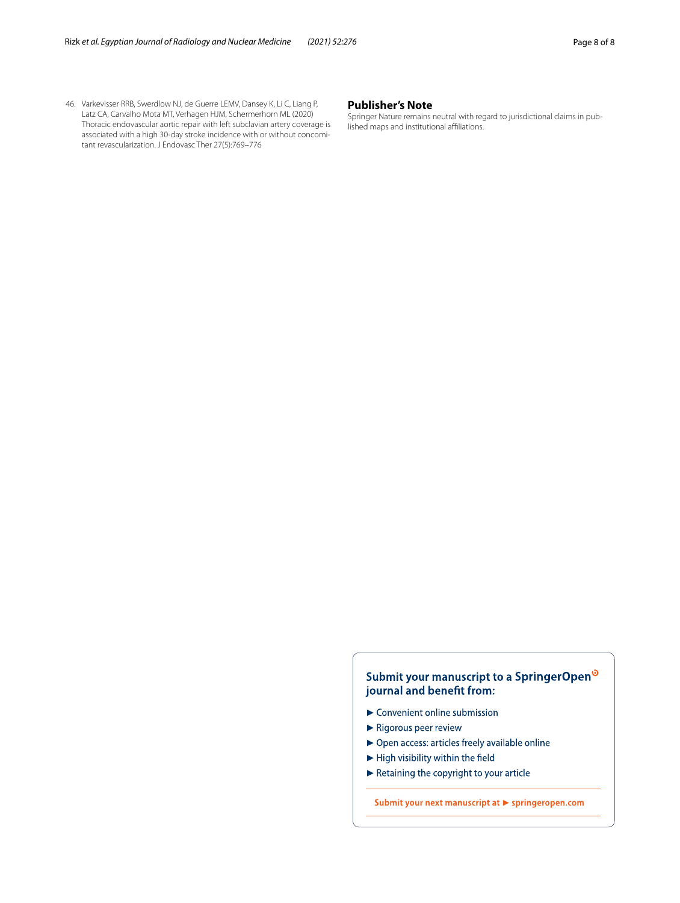46. Varkevisser RRB, Swerdlow NJ, de Guerre LEMV, Dansey K, Li C, Liang P, Latz CA, Carvalho Mota MT, Verhagen HJM, Schermerhorn ML (2020) Thoracic endovascular aortic repair with left subclavian artery coverage is associated with a high 30-day stroke incidence with or without concomitant revascularization. J Endovasc Ther 27(5):769–776

## Publisher's Note

Springer Nature remains neutral with regard to jurisdictional claims in published maps and institutional affiliations.

**Submit your manuscript to a SpringerOpen journal and benefit from:**

- ► Convenient online submission
- ► Rigorous peer review
- ► Open access: articles freely available online
- ► High visibility within the field
- ► Retaining the copyright to your article

**Submit your next manuscript at ► springeropen.com**